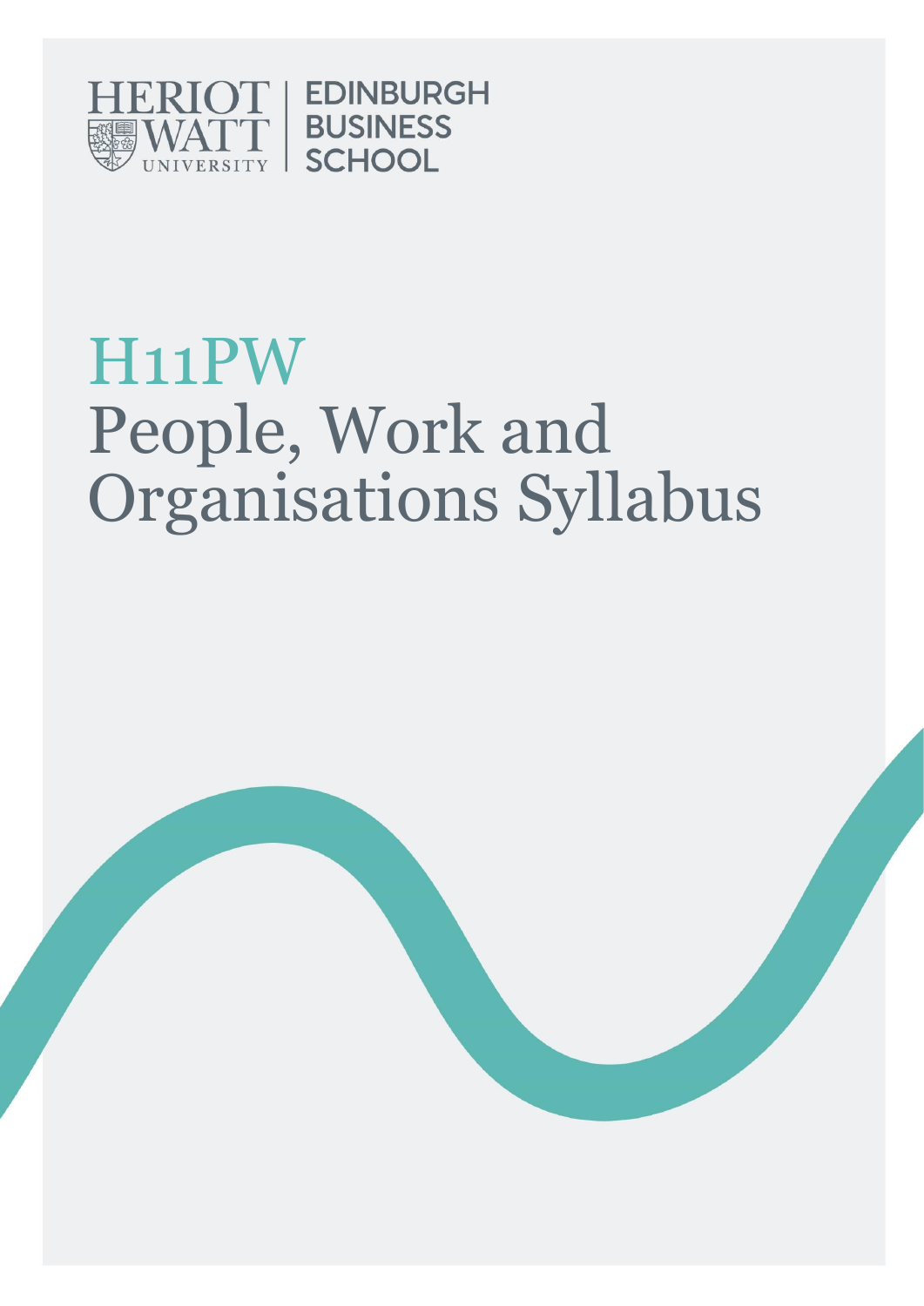HERIOT WATT UNIVERSITY | EDINBURGH BUSINESS SCHOOL

# H11PW
# People, Work and Organisations Syllabus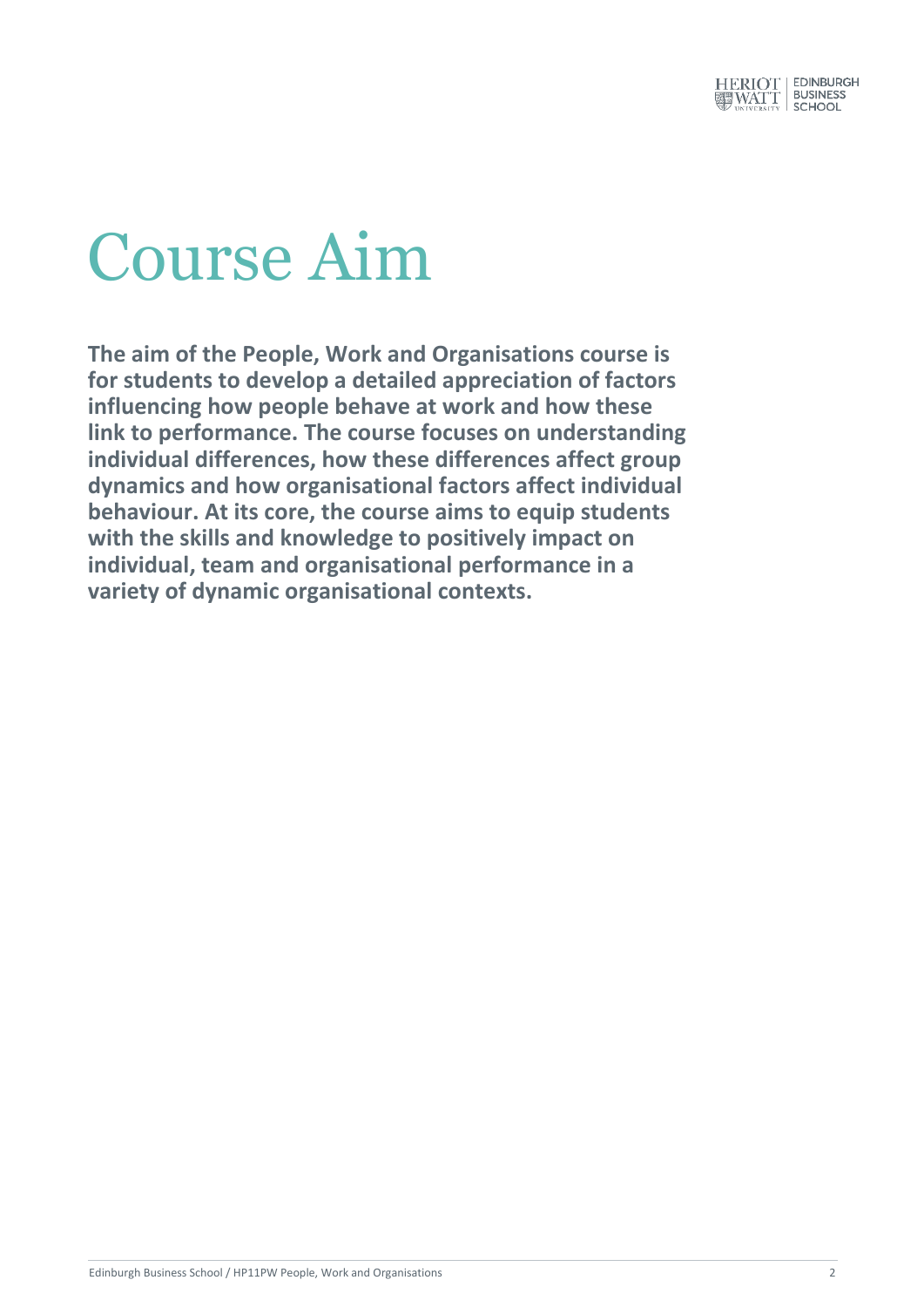# Course Aim

**The aim of the People, Work and Organisations course is for students to develop a detailed appreciation of factors influencing how people behave at work and how these link to performance. The course focuses on understanding individual differences, how these differences affect group dynamics and how organisational factors affect individual behaviour. At its core, the course aims to equip students with the skills and knowledge to positively impact on individual, team and organisational performance in a variety of dynamic organisational contexts.**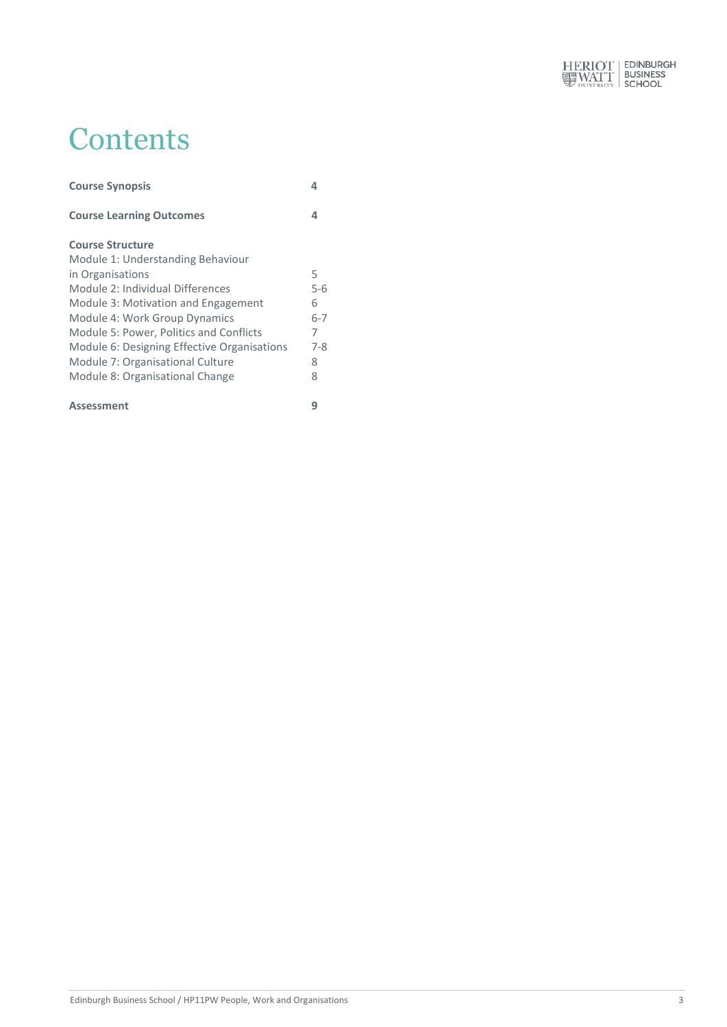# Contents

| | |
|---|---|
| **Course Synopsis** | **4** |
| **Course Learning Outcomes** | **4** |
| **Course Structure** | |
| Module 1: Understanding Behaviour in Organisations | 5 |
| Module 2: Individual Differences | 5-6 |
| Module 3: Motivation and Engagement | 6 |
| Module 4: Work Group Dynamics | 6-7 |
| Module 5: Power, Politics and Conflicts | 7 |
| Module 6: Designing Effective Organisations | 7-8 |
| Module 7: Organisational Culture | 8 |
| Module 8: Organisational Change | 8 |
| **Assessment** | **9** |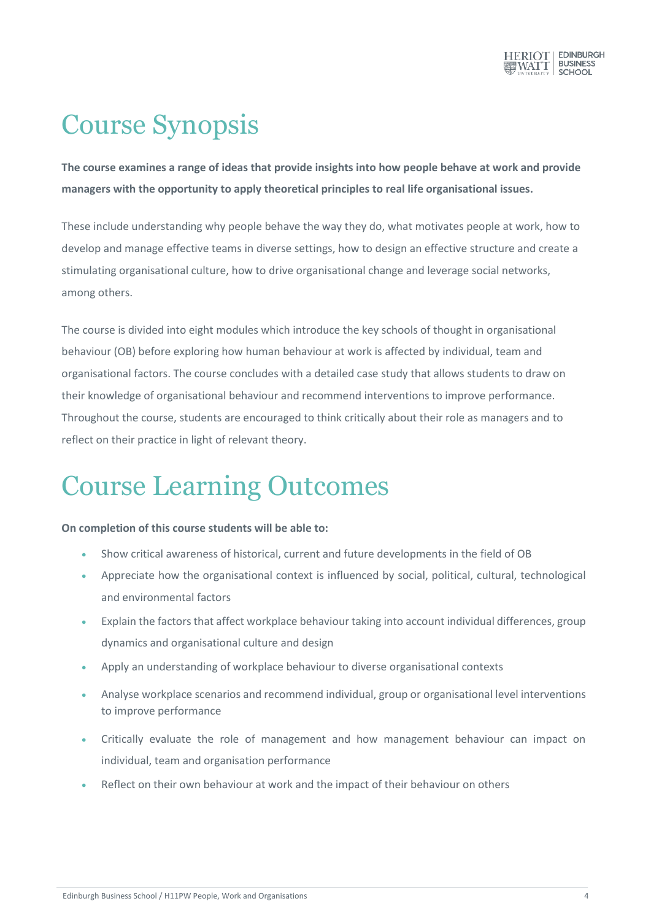# Course Synopsis

**The course examines a range of ideas that provide insights into how people behave at work and provide managers with the opportunity to apply theoretical principles to real life organisational issues.**

These include understanding why people behave the way they do, what motivates people at work, how to develop and manage effective teams in diverse settings, how to design an effective structure and create a stimulating organisational culture, how to drive organisational change and leverage social networks, among others.

The course is divided into eight modules which introduce the key schools of thought in organisational behaviour (OB) before exploring how human behaviour at work is affected by individual, team and organisational factors. The course concludes with a detailed case study that allows students to draw on their knowledge of organisational behaviour and recommend interventions to improve performance. Throughout the course, students are encouraged to think critically about their role as managers and to reflect on their practice in light of relevant theory.

# Course Learning Outcomes

**On completion of this course students will be able to:**

- Show critical awareness of historical, current and future developments in the field of OB
- Appreciate how the organisational context is influenced by social, political, cultural, technological and environmental factors
- Explain the factors that affect workplace behaviour taking into account individual differences, group dynamics and organisational culture and design
- Apply an understanding of workplace behaviour to diverse organisational contexts
- Analyse workplace scenarios and recommend individual, group or organisational level interventions to improve performance
- Critically evaluate the role of management and how management behaviour can impact on individual, team and organisation performance
- Reflect on their own behaviour at work and the impact of their behaviour on others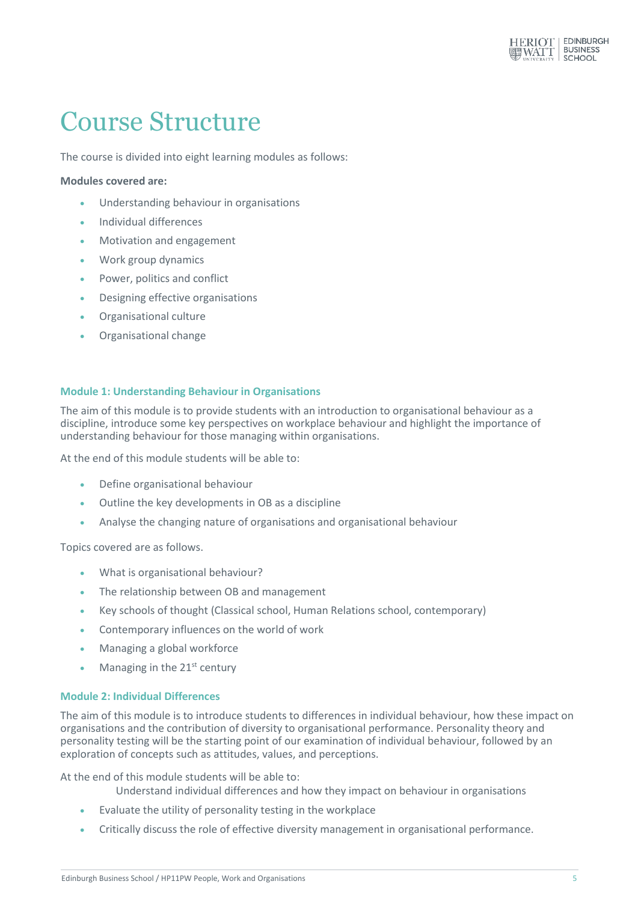# Course Structure

The course is divided into eight learning modules as follows:

**Modules covered are:**

- Understanding behaviour in organisations
- Individual differences
- Motivation and engagement
- Work group dynamics
- Power, politics and conflict
- Designing effective organisations
- Organisational culture
- Organisational change

### Module 1: Understanding Behaviour in Organisations

The aim of this module is to provide students with an introduction to organisational behaviour as a discipline, introduce some key perspectives on workplace behaviour and highlight the importance of understanding behaviour for those managing within organisations.

At the end of this module students will be able to:

- Define organisational behaviour
- Outline the key developments in OB as a discipline
- Analyse the changing nature of organisations and organisational behaviour

Topics covered are as follows.

- What is organisational behaviour?
- The relationship between OB and management
- Key schools of thought (Classical school, Human Relations school, contemporary)
- Contemporary influences on the world of work
- Managing a global workforce
- Managing in the 21st century

### Module 2: Individual Differences

The aim of this module is to introduce students to differences in individual behaviour, how these impact on organisations and the contribution of diversity to organisational performance. Personality theory and personality testing will be the starting point of our examination of individual behaviour, followed by an exploration of concepts such as attitudes, values, and perceptions.

At the end of this module students will be able to:

Understand individual differences and how they impact on behaviour in organisations

- Evaluate the utility of personality testing in the workplace
- Critically discuss the role of effective diversity management in organisational performance.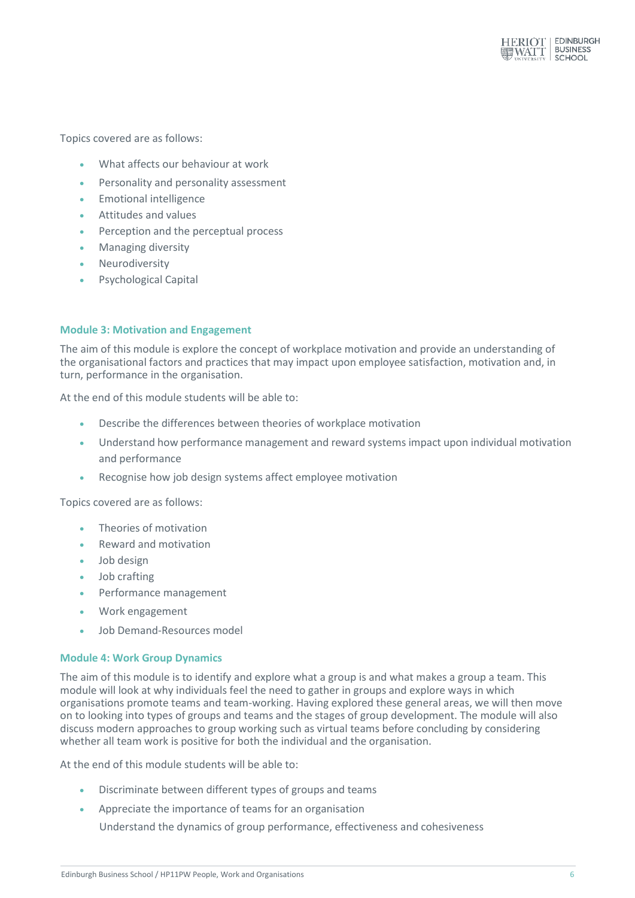Topics covered are as follows:

- What affects our behaviour at work
- Personality and personality assessment
- Emotional intelligence
- Attitudes and values
- Perception and the perceptual process
- Managing diversity
- Neurodiversity
- Psychological Capital

### Module 3: Motivation and Engagement

The aim of this module is explore the concept of workplace motivation and provide an understanding of the organisational factors and practices that may impact upon employee satisfaction, motivation and, in turn, performance in the organisation.

At the end of this module students will be able to:

- Describe the differences between theories of workplace motivation
- Understand how performance management and reward systems impact upon individual motivation and performance
- Recognise how job design systems affect employee motivation

Topics covered are as follows:

- Theories of motivation
- Reward and motivation
- Job design
- Job crafting
- Performance management
- Work engagement
- Job Demand-Resources model

### Module 4: Work Group Dynamics

The aim of this module is to identify and explore what a group is and what makes a group a team. This module will look at why individuals feel the need to gather in groups and explore ways in which organisations promote teams and team-working. Having explored these general areas, we will then move on to looking into types of groups and teams and the stages of group development. The module will also discuss modern approaches to group working such as virtual teams before concluding by considering whether all team work is positive for both the individual and the organisation.

At the end of this module students will be able to:

- Discriminate between different types of groups and teams
- Appreciate the importance of teams for an organisation
  Understand the dynamics of group performance, effectiveness and cohesiveness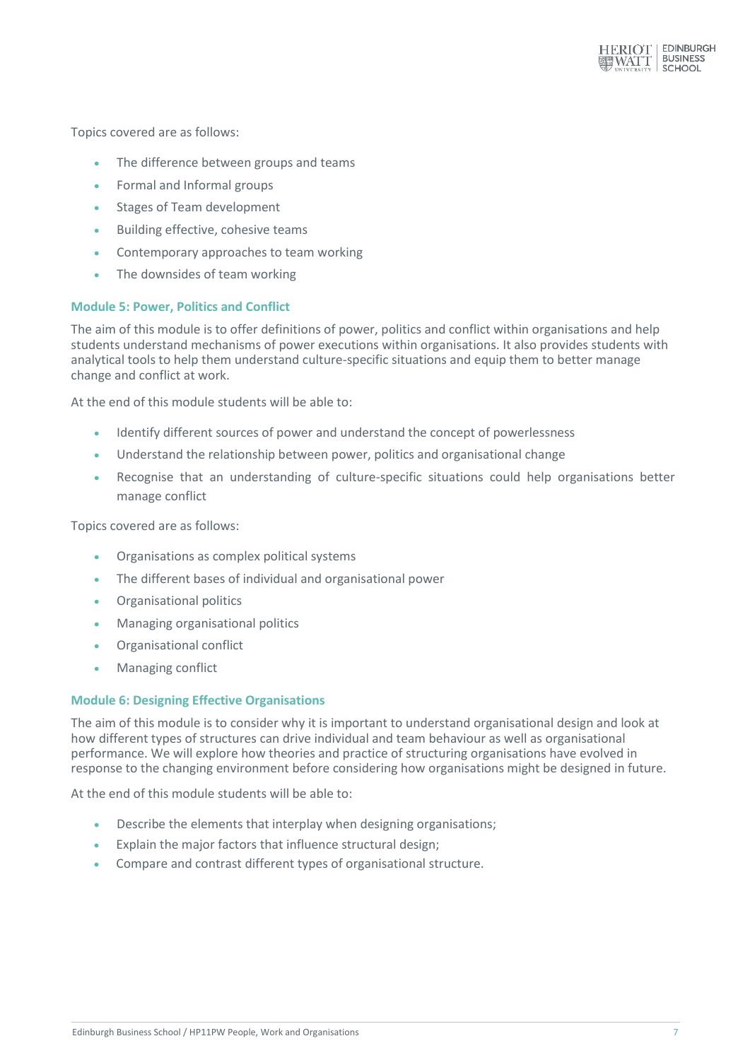Topics covered are as follows:

- The difference between groups and teams
- Formal and Informal groups
- Stages of Team development
- Building effective, cohesive teams
- Contemporary approaches to team working
- The downsides of team working

### Module 5: Power, Politics and Conflict

The aim of this module is to offer definitions of power, politics and conflict within organisations and help students understand mechanisms of power executions within organisations. It also provides students with analytical tools to help them understand culture-specific situations and equip them to better manage change and conflict at work.

At the end of this module students will be able to:

- Identify different sources of power and understand the concept of powerlessness
- Understand the relationship between power, politics and organisational change
- Recognise that an understanding of culture-specific situations could help organisations better manage conflict

Topics covered are as follows:

- Organisations as complex political systems
- The different bases of individual and organisational power
- Organisational politics
- Managing organisational politics
- Organisational conflict
- Managing conflict

### Module 6: Designing Effective Organisations

The aim of this module is to consider why it is important to understand organisational design and look at how different types of structures can drive individual and team behaviour as well as organisational performance. We will explore how theories and practice of structuring organisations have evolved in response to the changing environment before considering how organisations might be designed in future.

At the end of this module students will be able to:

- Describe the elements that interplay when designing organisations;
- Explain the major factors that influence structural design;
- Compare and contrast different types of organisational structure.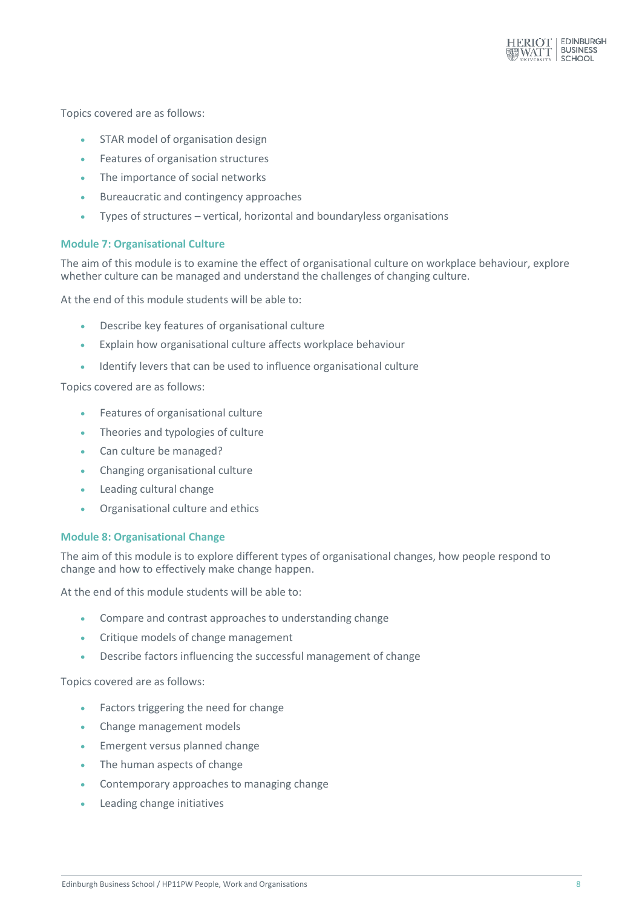Topics covered are as follows:

- STAR model of organisation design
- Features of organisation structures
- The importance of social networks
- Bureaucratic and contingency approaches
- Types of structures – vertical, horizontal and boundaryless organisations

### Module 7: Organisational Culture

The aim of this module is to examine the effect of organisational culture on workplace behaviour, explore whether culture can be managed and understand the challenges of changing culture.

At the end of this module students will be able to:

- Describe key features of organisational culture
- Explain how organisational culture affects workplace behaviour
- Identify levers that can be used to influence organisational culture

Topics covered are as follows:

- Features of organisational culture
- Theories and typologies of culture
- Can culture be managed?
- Changing organisational culture
- Leading cultural change
- Organisational culture and ethics

### Module 8: Organisational Change

The aim of this module is to explore different types of organisational changes, how people respond to change and how to effectively make change happen.

At the end of this module students will be able to:

- Compare and contrast approaches to understanding change
- Critique models of change management
- Describe factors influencing the successful management of change

Topics covered are as follows:

- Factors triggering the need for change
- Change management models
- Emergent versus planned change
- The human aspects of change
- Contemporary approaches to managing change
- Leading change initiatives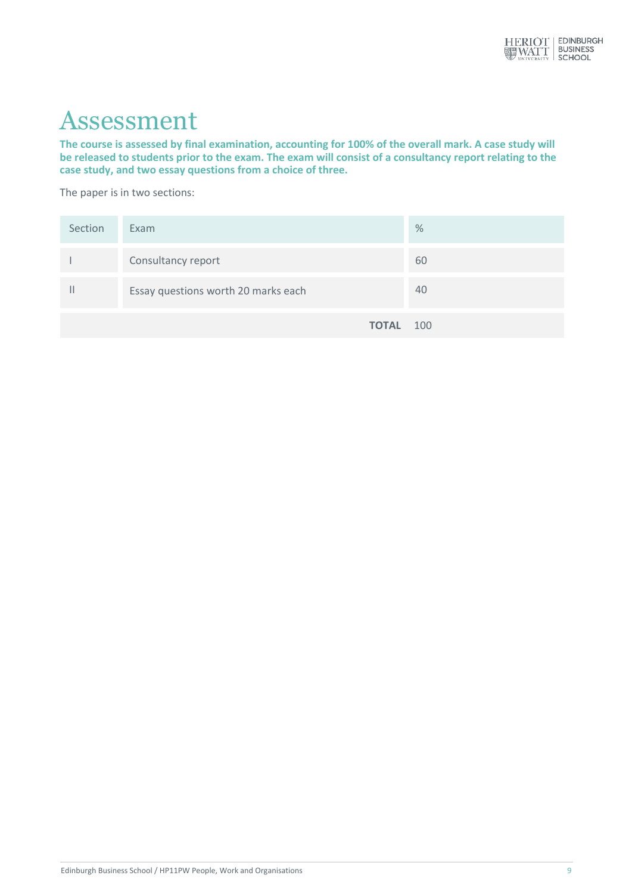# Assessment

**The course is assessed by final examination, accounting for 100% of the overall mark. A case study will be released to students prior to the exam. The exam will consist of a consultancy report relating to the case study, and two essay questions from a choice of three.**

The paper is in two sections:

| Section | Exam | % |
|---|---|---|
| I | Consultancy report | 60 |
| II | Essay questions worth 20 marks each | 40 |
| | **TOTAL** | 100 |